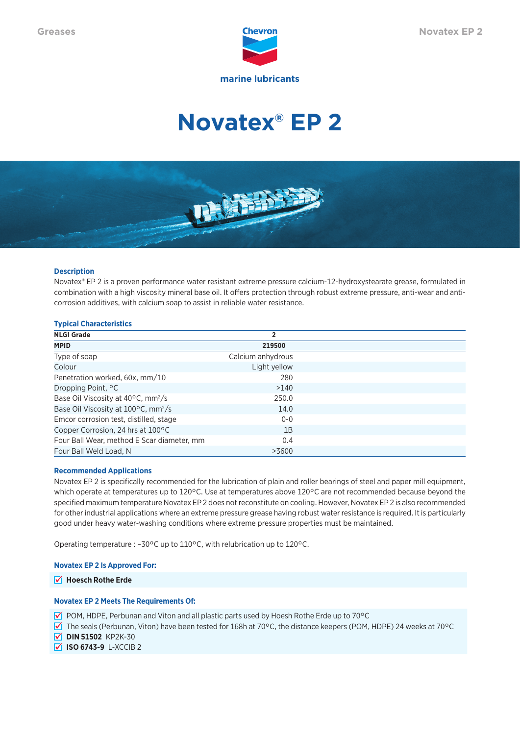# Novatex® EP 2

## Description

Novatex® EP 2 is a proven performance water resistant extreme pressure calcium-12-hydroxystearate grease, formulated in combination with a high viscosity mineral base oil. It offers protection through robust extreme pressure, anti-wear and anti-corrosion additives, with calcium soap to assist in reliable water resistance.

## Typical Characteristics

| NLGI Grade | 2 |
|---|---|
| **MPID** | **219500** |
| Type of soap | Calcium anhydrous |
| Colour | Light yellow |
| Penetration worked, 60x, mm/10 | 280 |
| Dropping Point, °C | >140 |
| Base Oil Viscosity at 40°C, $mm^2/s$ | 250.0 |
| Base Oil Viscosity at 100°C, $mm^2/s$ | 14.0 |
| Emcor corrosion test, distilled, stage | 0-0 |
| Copper Corrosion, 24 hrs at 100°C | 1B |
| Four Ball Wear, method E Scar diameter, mm | 0.4 |
| Four Ball Weld Load, N | >3600 |

## Recommended Applications

Novatex EP 2 is specifically recommended for the lubrication of plain and roller bearings of steel and paper mill equipment, which operate at temperatures up to 120°C. Use at temperatures above 120°C are not recommended because beyond the specified maximum temperature Novatex EP 2 does not reconstitute on cooling. However, Novatex EP 2 is also recommended for other industrial applications where an extreme pressure grease having robust water resistance is required. It is particularly good under heavy water-washing conditions where extreme pressure properties must be maintained.

Operating temperature : –30°C up to 110°C, with relubrication up to 120°C.

## Novatex EP 2 Is Approved For:

- **Hoesch Rothe Erde**

## Novatex EP 2 Meets The Requirements Of:

- POM, HDPE, Perbunan and Viton and all plastic parts used by Hoesh Rothe Erde up to 70°C
- The seals (Perbunan, Viton) have been tested for 168h at 70°C, the distance keepers (POM, HDPE) 24 weeks at 70°C
- **DIN 51502** KP2K-30
- **ISO 6743-9** L-XCCIB 2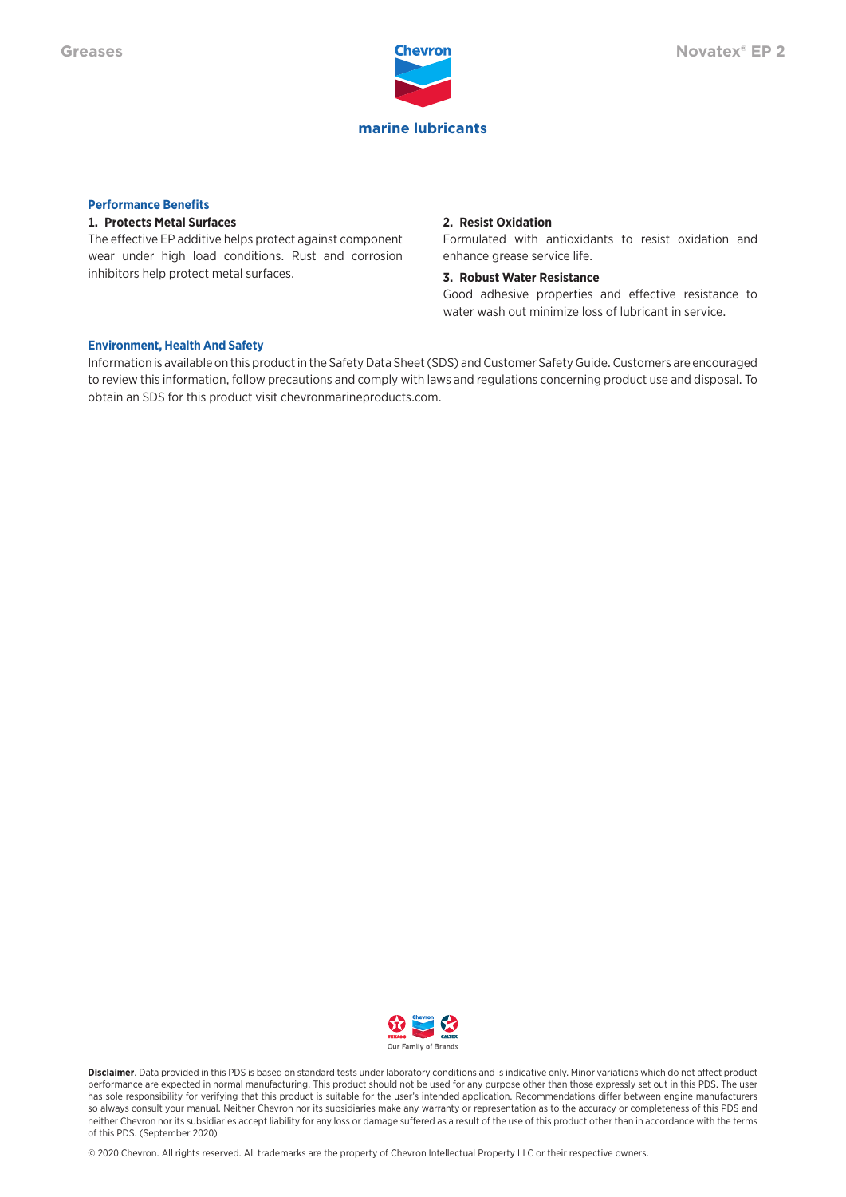## Performance Benefits

**1. Protects Metal Surfaces**

The effective EP additive helps protect against component wear under high load conditions. Rust and corrosion inhibitors help protect metal surfaces.

**2. Resist Oxidation**

Formulated with antioxidants to resist oxidation and enhance grease service life.

**3. Robust Water Resistance**

Good adhesive properties and effective resistance to water wash out minimize loss of lubricant in service.

## Environment, Health And Safety

Information is available on this product in the Safety Data Sheet (SDS) and Customer Safety Guide. Customers are encouraged to review this information, follow precautions and comply with laws and regulations concerning product use and disposal. To obtain an SDS for this product visit chevronmarineproducts.com.

Our Family of Brands

**Disclaimer**. Data provided in this PDS is based on standard tests under laboratory conditions and is indicative only. Minor variations which do not affect product performance are expected in normal manufacturing. This product should not be used for any purpose other than those expressly set out in this PDS. The user has sole responsibility for verifying that this product is suitable for the user's intended application. Recommendations differ between engine manufacturers so always consult your manual. Neither Chevron nor its subsidiaries make any warranty or representation as to the accuracy or completeness of this PDS and neither Chevron nor its subsidiaries accept liability for any loss or damage suffered as a result of the use of this product other than in accordance with the terms of this PDS. (September 2020)

© 2020 Chevron. All rights reserved. All trademarks are the property of Chevron Intellectual Property LLC or their respective owners.